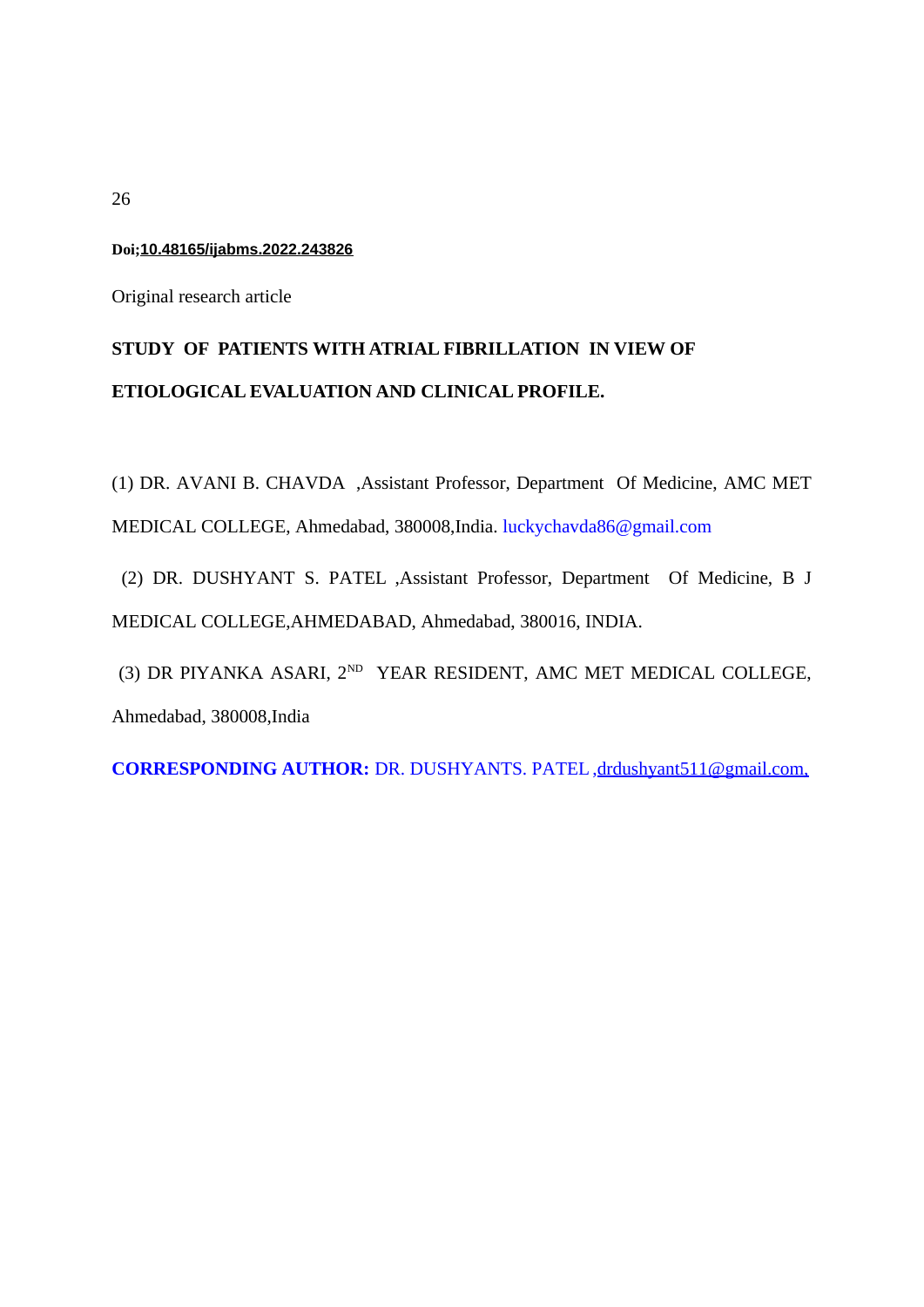**Doi;10.48165/ijabms.2022.243826**

Original research article

# STUDY OF PATIENTS WITH ATRIAL FIBRILLATION IN VIEW OF ETIOLOGICAL EVALUATION AND CLINICAL PROFILE.

(1) DR. AVANI B. CHAVDA ,Assistant Professor, Department Of Medicine, AMC MET MEDICAL COLLEGE, Ahmedabad, 380008,India. luckychavda86@gmail.com

(2) DR. DUSHYANT S. PATEL ,Assistant Professor, Department Of Medicine, B J MEDICAL COLLEGE,AHMEDABAD, Ahmedabad, 380016, INDIA.

(3) DR PIYANKA ASARI, 2$^{ND}$ YEAR RESIDENT, AMC MET MEDICAL COLLEGE, Ahmedabad, 380008,India

**CORRESPONDING AUTHOR:** DR. DUSHYANTS. PATEL ,drdushyant511@gmail.com.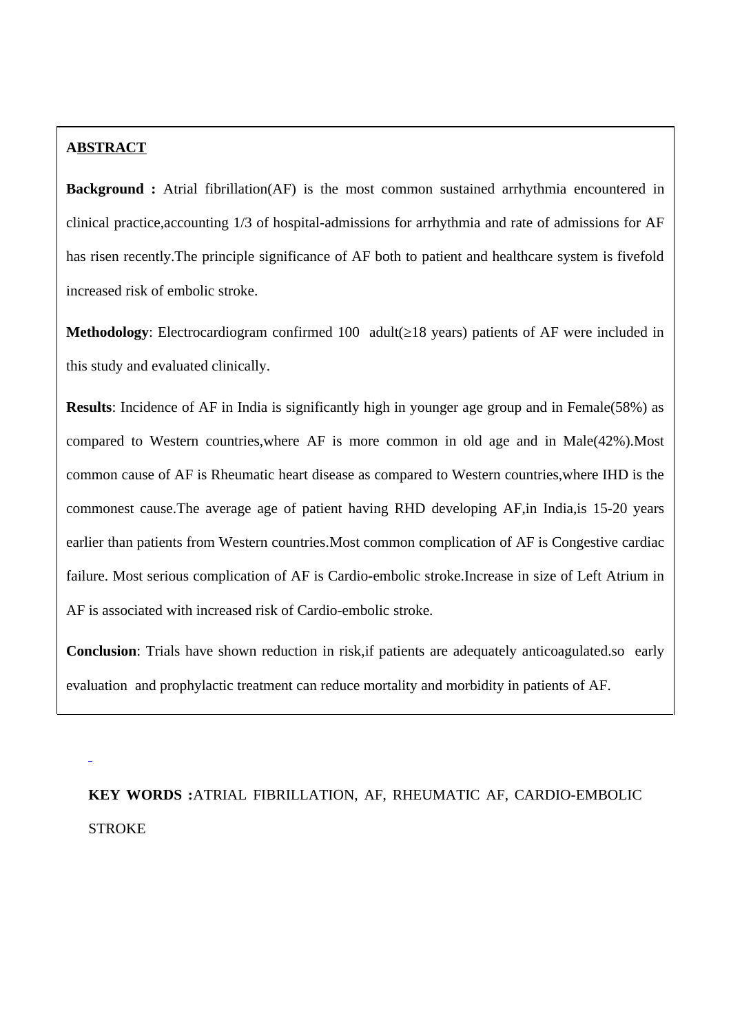## ABSTRACT

**Background :** Atrial fibrillation(AF) is the most common sustained arrhythmia encountered in clinical practice,accounting 1/3 of hospital-admissions for arrhythmia and rate of admissions for AF has risen recently.The principle significance of AF both to patient and healthcare system is fivefold increased risk of embolic stroke.

**Methodology**: Electrocardiogram confirmed 100 adult(≥18 years) patients of AF were included in this study and evaluated clinically.

**Results**: Incidence of AF in India is significantly high in younger age group and in Female(58%) as compared to Western countries,where AF is more common in old age and in Male(42%).Most common cause of AF is Rheumatic heart disease as compared to Western countries,where IHD is the commonest cause.The average age of patient having RHD developing AF,in India,is 15-20 years earlier than patients from Western countries.Most common complication of AF is Congestive cardiac failure. Most serious complication of AF is Cardio-embolic stroke.Increase in size of Left Atrium in AF is associated with increased risk of Cardio-embolic stroke.

**Conclusion**: Trials have shown reduction in risk,if patients are adequately anticoagulated.so early evaluation and prophylactic treatment can reduce mortality and morbidity in patients of AF.

**KEY WORDS :**ATRIAL FIBRILLATION, AF, RHEUMATIC AF, CARDIO-EMBOLIC STROKE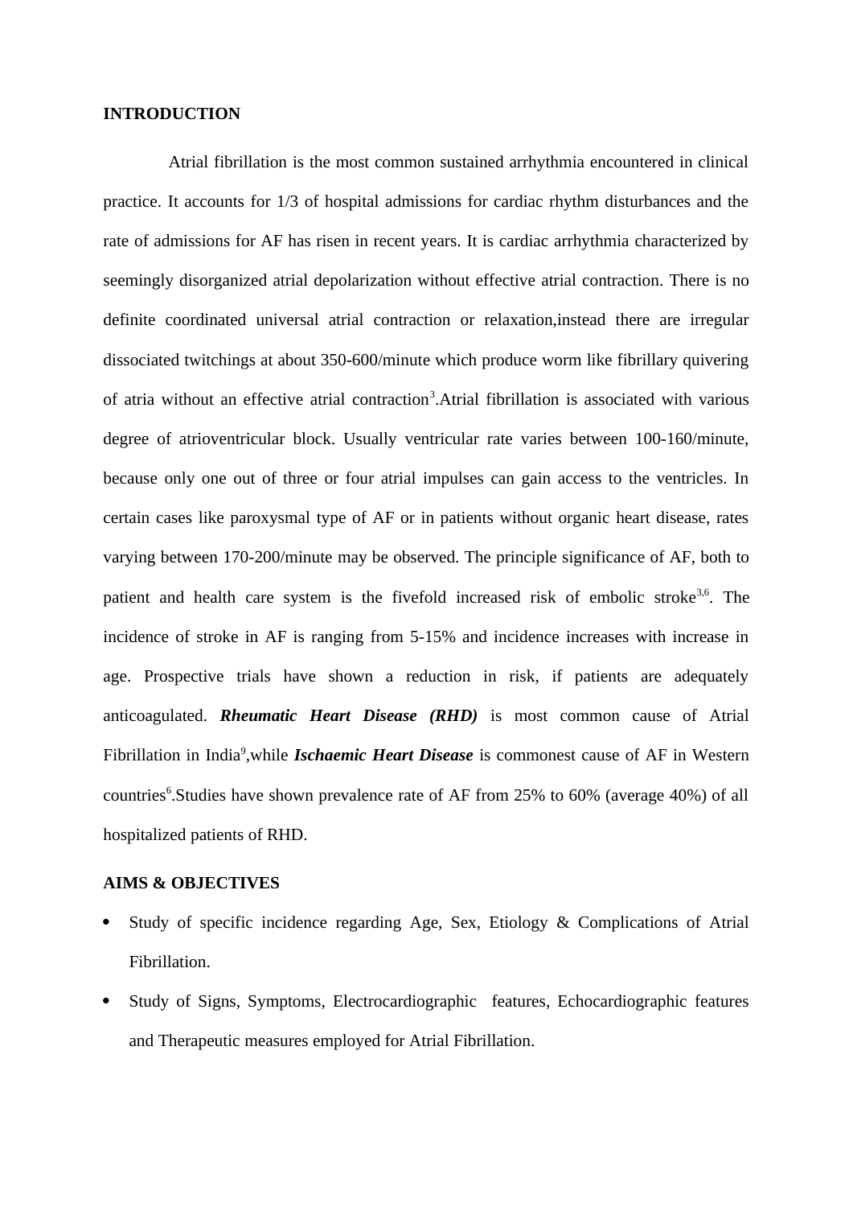## INTRODUCTION

Atrial fibrillation is the most common sustained arrhythmia encountered in clinical practice. It accounts for 1/3 of hospital admissions for cardiac rhythm disturbances and the rate of admissions for AF has risen in recent years. It is cardiac arrhythmia characterized by seemingly disorganized atrial depolarization without effective atrial contraction. There is no definite coordinated universal atrial contraction or relaxation,instead there are irregular dissociated twitchings at about 350-600/minute which produce worm like fibrillary quivering of atria without an effective atrial contraction[3].Atrial fibrillation is associated with various degree of atrioventricular block. Usually ventricular rate varies between 100-160/minute, because only one out of three or four atrial impulses can gain access to the ventricles. In certain cases like paroxysmal type of AF or in patients without organic heart disease, rates varying between 170-200/minute may be observed. The principle significance of AF, both to patient and health care system is the fivefold increased risk of embolic stroke[3,6]. The incidence of stroke in AF is ranging from 5-15% and incidence increases with increase in age. Prospective trials have shown a reduction in risk, if patients are adequately anticoagulated. ***Rheumatic Heart Disease (RHD)*** is most common cause of Atrial Fibrillation in India[9],while ***Ischaemic Heart Disease*** is commonest cause of AF in Western countries[6].Studies have shown prevalence rate of AF from 25% to 60% (average 40%) of all hospitalized patients of RHD.

## AIMS & OBJECTIVES

- Study of specific incidence regarding Age, Sex, Etiology & Complications of Atrial Fibrillation.
- Study of Signs, Symptoms, Electrocardiographic features, Echocardiographic features and Therapeutic measures employed for Atrial Fibrillation.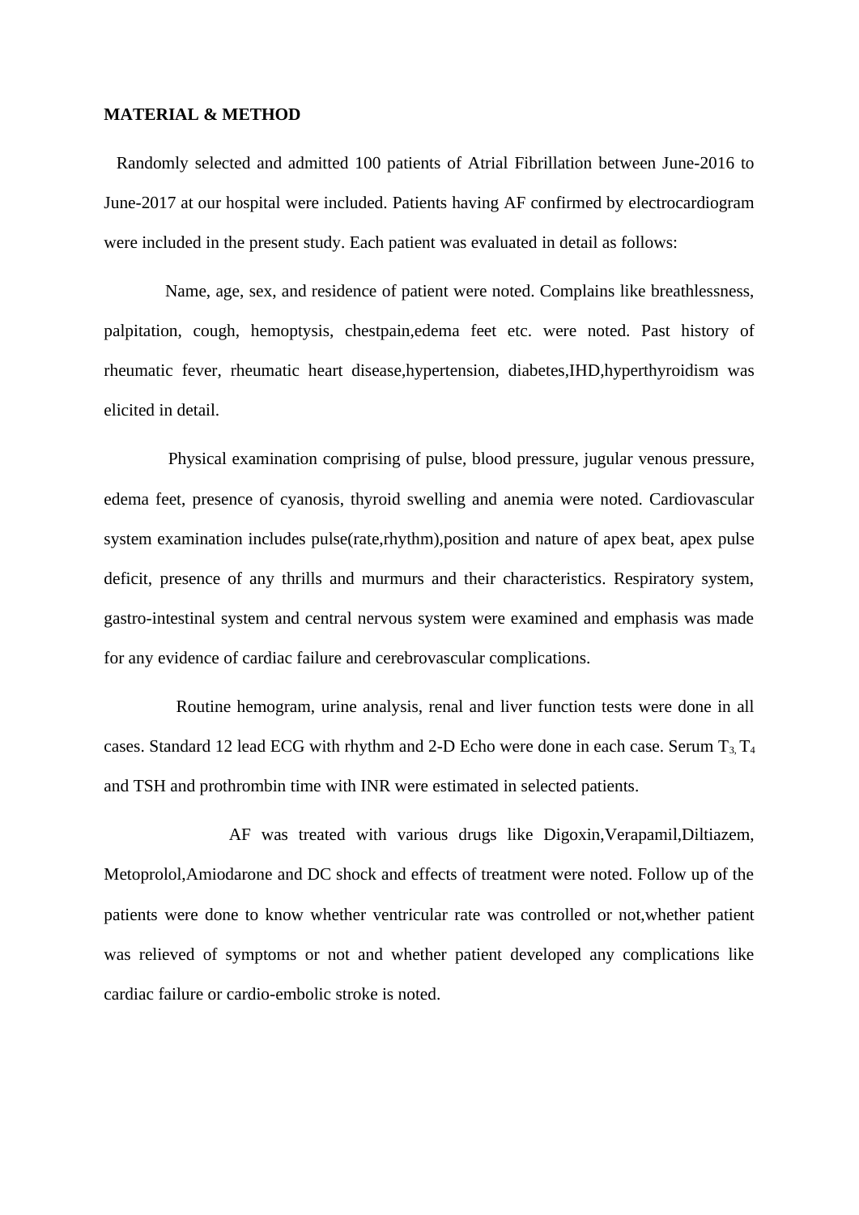**MATERIAL & METHOD**

Randomly selected and admitted 100 patients of Atrial Fibrillation between June-2016 to June-2017 at our hospital were included. Patients having AF confirmed by electrocardiogram were included in the present study. Each patient was evaluated in detail as follows:

Name, age, sex, and residence of patient were noted. Complains like breathlessness, palpitation, cough, hemoptysis, chestpain,edema feet etc. were noted. Past history of rheumatic fever, rheumatic heart disease,hypertension, diabetes,IHD,hyperthyroidism was elicited in detail.

Physical examination comprising of pulse, blood pressure, jugular venous pressure, edema feet, presence of cyanosis, thyroid swelling and anemia were noted. Cardiovascular system examination includes pulse(rate,rhythm),position and nature of apex beat, apex pulse deficit, presence of any thrills and murmurs and their characteristics. Respiratory system, gastro-intestinal system and central nervous system were examined and emphasis was made for any evidence of cardiac failure and cerebrovascular complications.

Routine hemogram, urine analysis, renal and liver function tests were done in all cases. Standard 12 lead ECG with rhythm and 2-D Echo were done in each case. Serum $T_3$, $T_4$ and TSH and prothrombin time with INR were estimated in selected patients.

AF was treated with various drugs like Digoxin,Verapamil,Diltiazem, Metoprolol,Amiodarone and DC shock and effects of treatment were noted. Follow up of the patients were done to know whether ventricular rate was controlled or not,whether patient was relieved of symptoms or not and whether patient developed any complications like cardiac failure or cardio-embolic stroke is noted.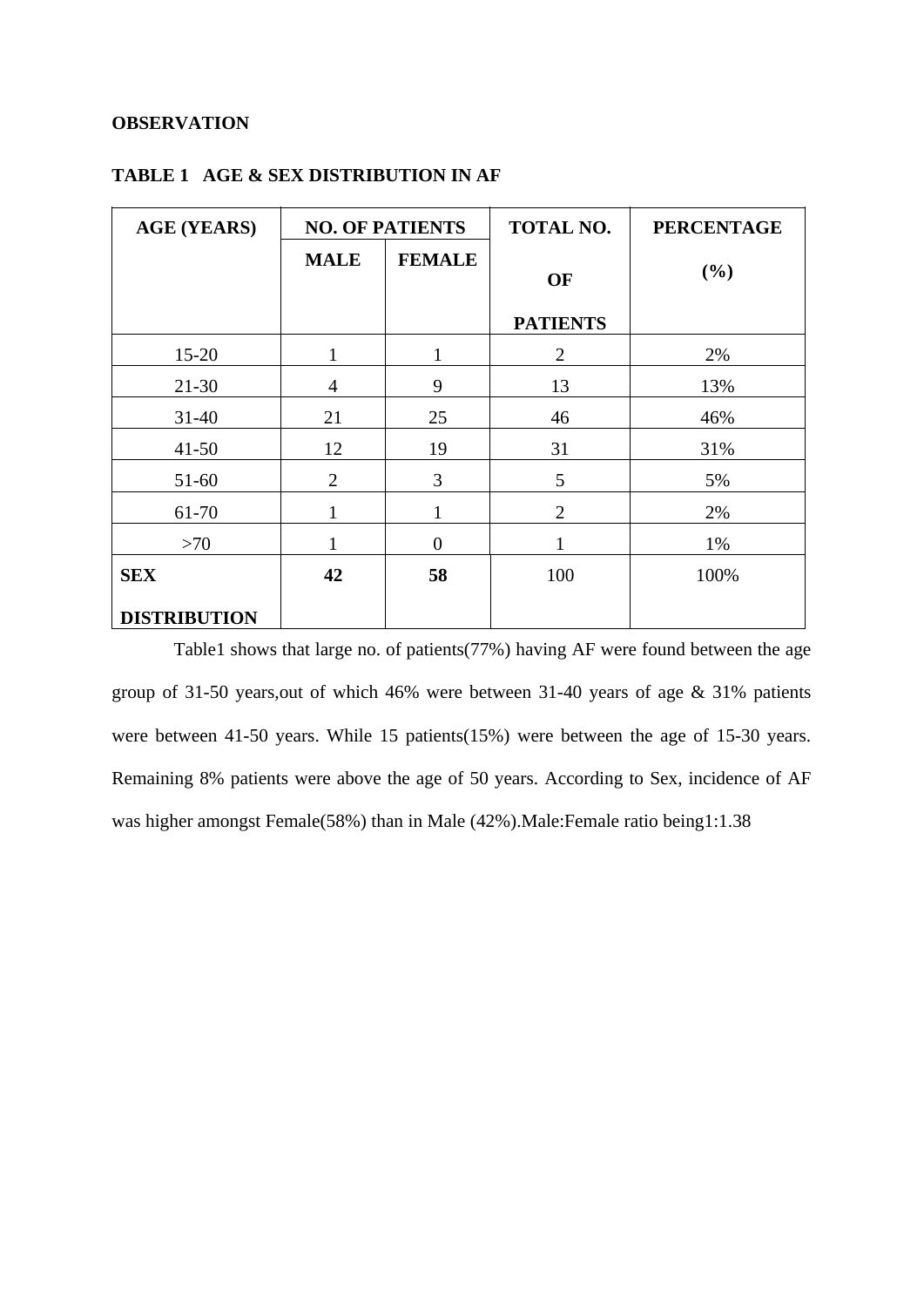**OBSERVATION**

**TABLE 1 AGE & SEX DISTRIBUTION IN AF**

| AGE (YEARS) | NO. OF PATIENTS | | TOTAL NO. OF PATIENTS | PERCENTAGE (%) |
|---|---|---|---|---|
| | MALE | FEMALE | | |
| 15-20 | 1 | 1 | 2 | 2% |
| 21-30 | 4 | 9 | 13 | 13% |
| 31-40 | 21 | 25 | 46 | 46% |
| 41-50 | 12 | 19 | 31 | 31% |
| 51-60 | 2 | 3 | 5 | 5% |
| 61-70 | 1 | 1 | 2 | 2% |
| >70 | 1 | 0 | 1 | 1% |
| **SEX DISTRIBUTION** | **42** | **58** | 100 | 100% |

Table1 shows that large no. of patients(77%) having AF were found between the age group of 31-50 years,out of which 46% were between 31-40 years of age & 31% patients were between 41-50 years. While 15 patients(15%) were between the age of 15-30 years. Remaining 8% patients were above the age of 50 years. According to Sex, incidence of AF was higher amongst Female(58%) than in Male (42%).Male:Female ratio being1:1.38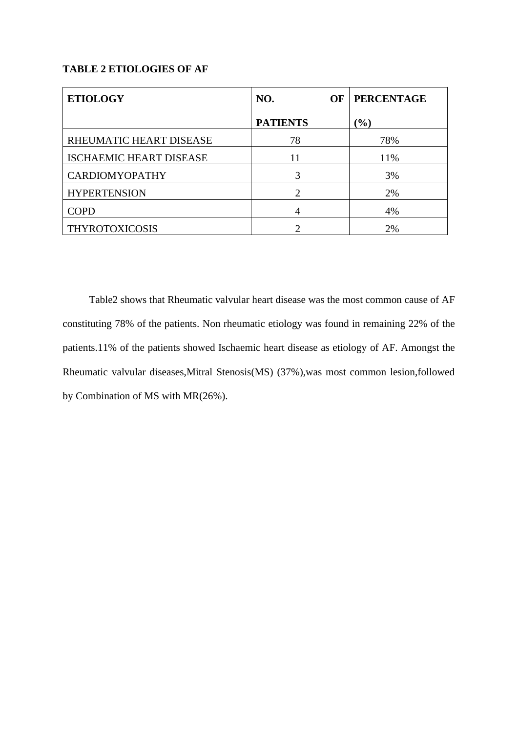**TABLE 2 ETIOLOGIES OF AF**

| ETIOLOGY | NO. OF PATIENTS | PERCENTAGE (%) |
|---|---|---|
| RHEUMATIC HEART DISEASE | 78 | 78% |
| ISCHAEMIC HEART DISEASE | 11 | 11% |
| CARDIOMYOPATHY | 3 | 3% |
| HYPERTENSION | 2 | 2% |
| COPD | 4 | 4% |
| THYROTOXICOSIS | 2 | 2% |

Table2 shows that Rheumatic valvular heart disease was the most common cause of AF constituting 78% of the patients. Non rheumatic etiology was found in remaining 22% of the patients.11% of the patients showed Ischaemic heart disease as etiology of AF. Amongst the Rheumatic valvular diseases,Mitral Stenosis(MS) (37%),was most common lesion,followed by Combination of MS with MR(26%).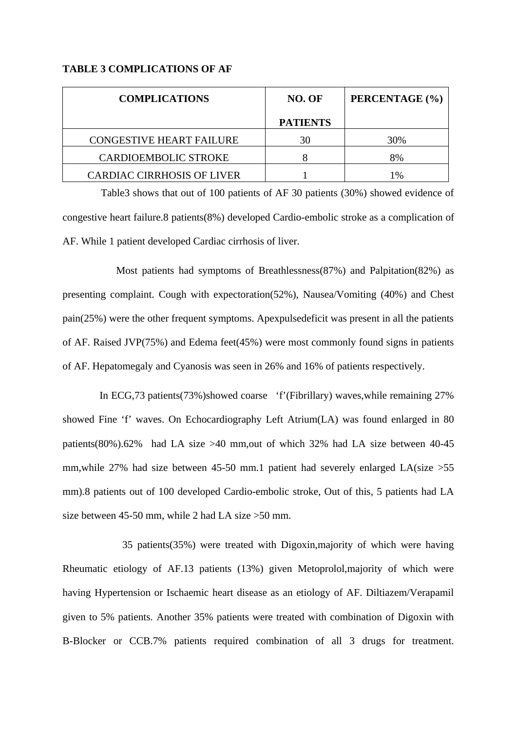**TABLE 3 COMPLICATIONS OF AF**

| COMPLICATIONS | NO. OF PATIENTS | PERCENTAGE (%) |
|---|---|---|
| CONGESTIVE HEART FAILURE | 30 | 30% |
| CARDIOEMBOLIC STROKE | 8 | 8% |
| CARDIAC CIRRHOSIS OF LIVER | 1 | 1% |

Table3 shows that out of 100 patients of AF 30 patients (30%) showed evidence of congestive heart failure.8 patients(8%) developed Cardio-embolic stroke as a complication of AF. While 1 patient developed Cardiac cirrhosis of liver.

Most patients had symptoms of Breathlessness(87%) and Palpitation(82%) as presenting complaint. Cough with expectoration(52%), Nausea/Vomiting (40%) and Chest pain(25%) were the other frequent symptoms. Apexpulsedeficit was present in all the patients of AF. Raised JVP(75%) and Edema feet(45%) were most commonly found signs in patients of AF. Hepatomegaly and Cyanosis was seen in 26% and 16% of patients respectively.

In ECG,73 patients(73%)showed coarse 'f'(Fibrillary) waves,while remaining 27% showed Fine 'f' waves. On Echocardiography Left Atrium(LA) was found enlarged in 80 patients(80%).62% had LA size >40 mm,out of which 32% had LA size between 40-45 mm,while 27% had size between 45-50 mm.1 patient had severely enlarged LA(size >55 mm).8 patients out of 100 developed Cardio-embolic stroke, Out of this, 5 patients had LA size between 45-50 mm, while 2 had LA size >50 mm.

35 patients(35%) were treated with Digoxin,majority of which were having Rheumatic etiology of AF.13 patients (13%) given Metoprolol,majority of which were having Hypertension or Ischaemic heart disease as an etiology of AF. Diltiazem/Verapamil given to 5% patients. Another 35% patients were treated with combination of Digoxin with B-Blocker or CCB.7% patients required combination of all 3 drugs for treatment.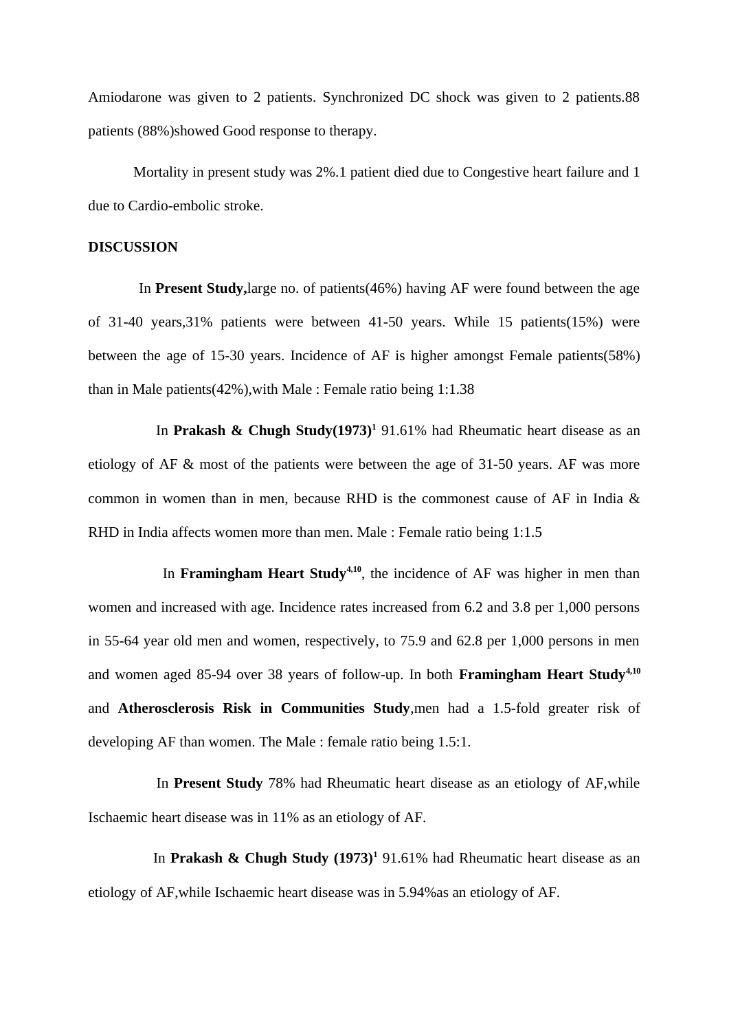Amiodarone was given to 2 patients. Synchronized DC shock was given to 2 patients.88 patients (88%)showed Good response to therapy.

Mortality in present study was 2%.1 patient died due to Congestive heart failure and 1 due to Cardio-embolic stroke.

**DISCUSSION**

In **Present Study,**large no. of patients(46%) having AF were found between the age of 31-40 years,31% patients were between 41-50 years. While 15 patients(15%) were between the age of 15-30 years. Incidence of AF is higher amongst Female patients(58%) than in Male patients(42%),with Male : Female ratio being 1:1.38

In **Prakash & Chugh Study(1973)**[1] 91.61% had Rheumatic heart disease as an etiology of AF & most of the patients were between the age of 31-50 years. AF was more common in women than in men, because RHD is the commonest cause of AF in India & RHD in India affects women more than men. Male : Female ratio being 1:1.5

In **Framingham Heart Study**[4,10], the incidence of AF was higher in men than women and increased with age. Incidence rates increased from 6.2 and 3.8 per 1,000 persons in 55-64 year old men and women, respectively, to 75.9 and 62.8 per 1,000 persons in men and women aged 85-94 over 38 years of follow-up. In both **Framingham Heart Study**[4,10] and **Atherosclerosis Risk in Communities Study**,men had a 1.5-fold greater risk of developing AF than women. The Male : female ratio being 1.5:1.

In **Present Study** 78% had Rheumatic heart disease as an etiology of AF,while Ischaemic heart disease was in 11% as an etiology of AF.

In **Prakash & Chugh Study (1973)**[1] 91.61% had Rheumatic heart disease as an etiology of AF,while Ischaemic heart disease was in 5.94%as an etiology of AF.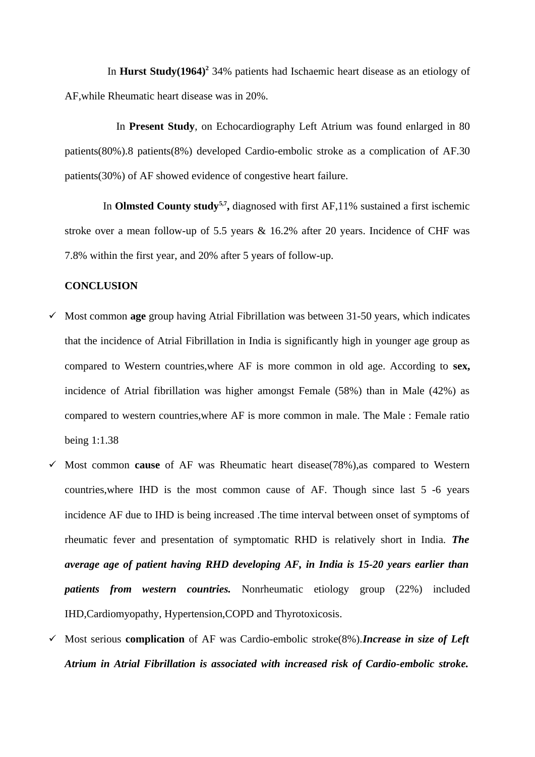In **Hurst Study(1964)**[2] 34% patients had Ischaemic heart disease as an etiology of AF,while Rheumatic heart disease was in 20%.

In **Present Study**, on Echocardiography Left Atrium was found enlarged in 80 patients(80%).8 patients(8%) developed Cardio-embolic stroke as a complication of AF.30 patients(30%) of AF showed evidence of congestive heart failure.

In **Olmsted County study**[5,7]**,** diagnosed with first AF,11% sustained a first ischemic stroke over a mean follow-up of 5.5 years & 16.2% after 20 years. Incidence of CHF was 7.8% within the first year, and 20% after 5 years of follow-up.

**CONCLUSION**

- ✓ Most common **age** group having Atrial Fibrillation was between 31-50 years, which indicates that the incidence of Atrial Fibrillation in India is significantly high in younger age group as compared to Western countries,where AF is more common in old age. According to **sex,** incidence of Atrial fibrillation was higher amongst Female (58%) than in Male (42%) as compared to western countries,where AF is more common in male. The Male : Female ratio being 1:1.38
- ✓ Most common **cause** of AF was Rheumatic heart disease(78%),as compared to Western countries,where IHD is the most common cause of AF. Though since last 5 -6 years incidence AF due to IHD is being increased .The time interval between onset of symptoms of rheumatic fever and presentation of symptomatic RHD is relatively short in India. ***The average age of patient having RHD developing AF, in India is 15-20 years earlier than patients from western countries.*** Nonrheumatic etiology group (22%) included IHD,Cardiomyopathy, Hypertension,COPD and Thyrotoxicosis.
- ✓ Most serious **complication** of AF was Cardio-embolic stroke(8%).***Increase in size of Left Atrium in Atrial Fibrillation is associated with increased risk of Cardio-embolic stroke.***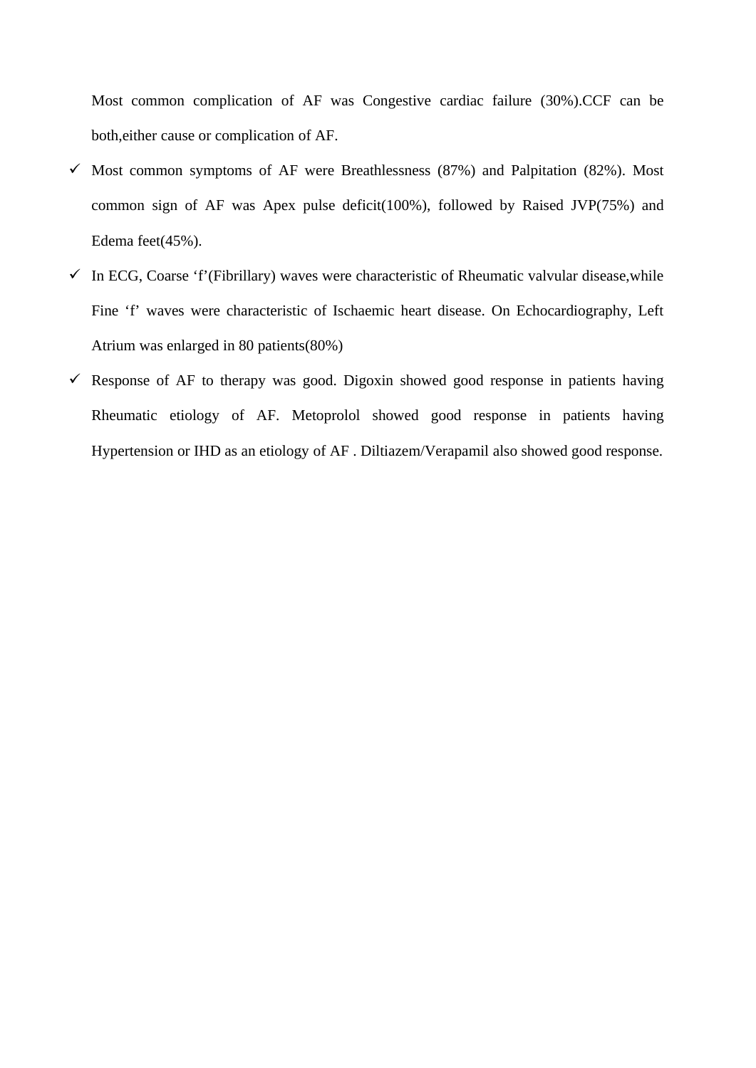Most common complication of AF was Congestive cardiac failure (30%).CCF can be both,either cause or complication of AF.

- Most common symptoms of AF were Breathlessness (87%) and Palpitation (82%). Most common sign of AF was Apex pulse deficit(100%), followed by Raised JVP(75%) and Edema feet(45%).
- In ECG, Coarse 'f'(Fibrillary) waves were characteristic of Rheumatic valvular disease,while Fine 'f' waves were characteristic of Ischaemic heart disease. On Echocardiography, Left Atrium was enlarged in 80 patients(80%)
- Response of AF to therapy was good. Digoxin showed good response in patients having Rheumatic etiology of AF. Metoprolol showed good response in patients having Hypertension or IHD as an etiology of AF . Diltiazem/Verapamil also showed good response.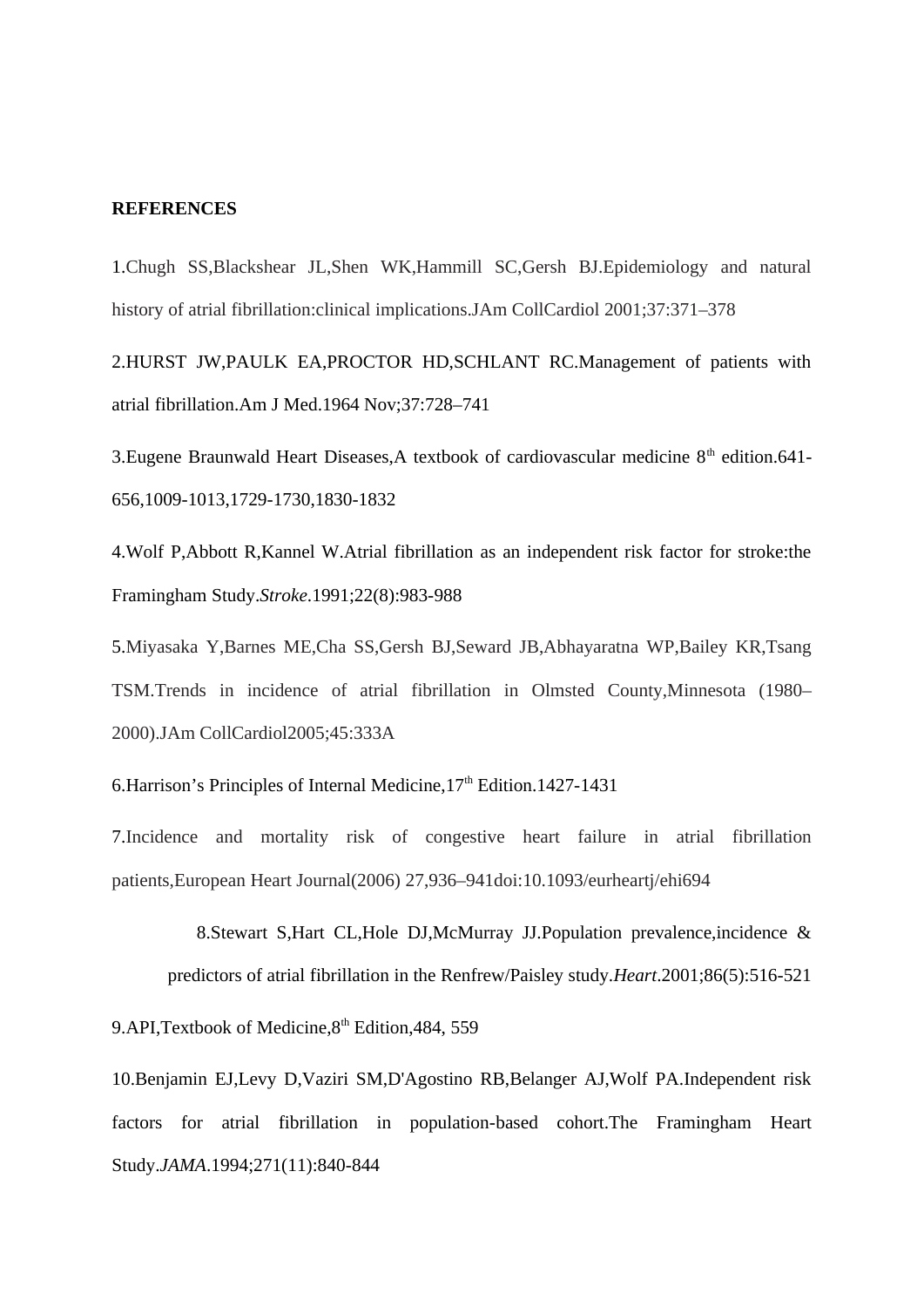**REFERENCES**

1.Chugh SS,Blackshear JL,Shen WK,Hammill SC,Gersh BJ.Epidemiology and natural history of atrial fibrillation:clinical implications.JAm CollCardiol 2001;37:371–378

2.HURST JW,PAULK EA,PROCTOR HD,SCHLANT RC.Management of patients with atrial fibrillation.Am J Med.1964 Nov;37:728–741

3.Eugene Braunwald Heart Diseases,A textbook of cardiovascular medicine 8th edition.641-656,1009-1013,1729-1730,1830-1832

4.Wolf P,Abbott R,Kannel W.Atrial fibrillation as an independent risk factor for stroke:the Framingham Study.*Stroke*.1991;22(8):983-988

5.Miyasaka Y,Barnes ME,Cha SS,Gersh BJ,Seward JB,Abhayaratna WP,Bailey KR,Tsang TSM.Trends in incidence of atrial fibrillation in Olmsted County,Minnesota (1980–2000).JAm CollCardiol2005;45:333A

6.Harrison's Principles of Internal Medicine,17th Edition.1427-1431

7.Incidence and mortality risk of congestive heart failure in atrial fibrillation patients,European Heart Journal(2006) 27,936–941doi:10.1093/eurheartj/ehi694

8.Stewart S,Hart CL,Hole DJ,McMurray JJ.Population prevalence,incidence & predictors of atrial fibrillation in the Renfrew/Paisley study.*Heart*.2001;86(5):516-521

9.API,Textbook of Medicine,8th Edition,484, 559

10.Benjamin EJ,Levy D,Vaziri SM,D'Agostino RB,Belanger AJ,Wolf PA.Independent risk factors for atrial fibrillation in population-based cohort.The Framingham Heart Study.*JAMA*.1994;271(11):840-844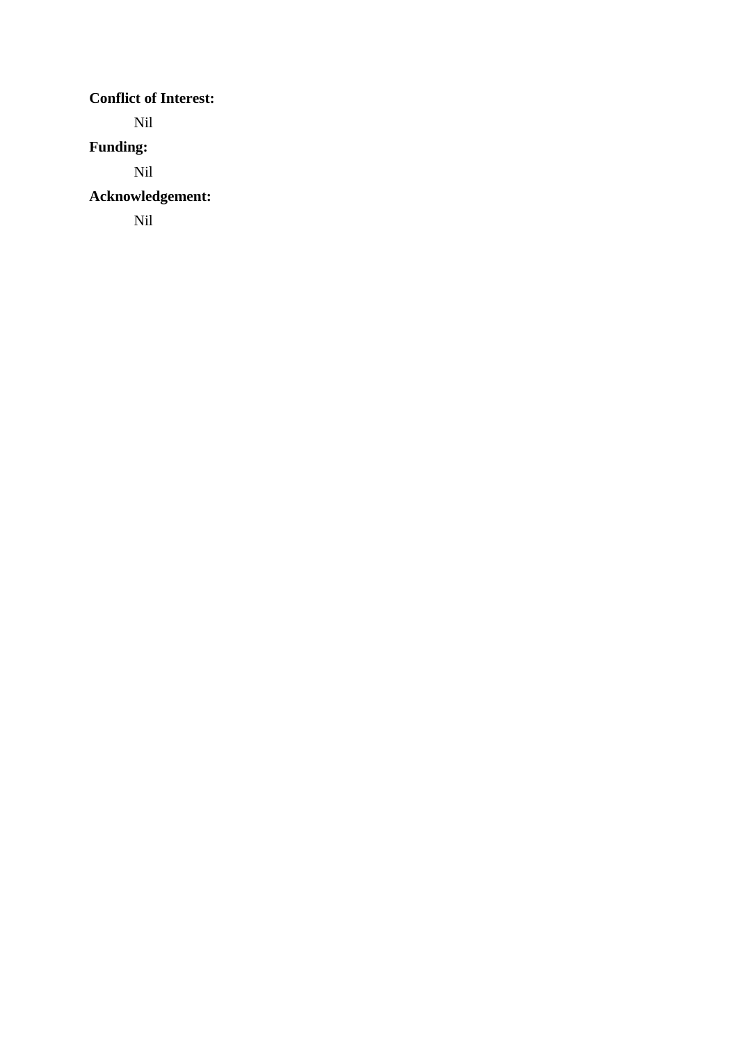**Conflict of Interest:**

Nil

**Funding:**

Nil

**Acknowledgement:**

Nil